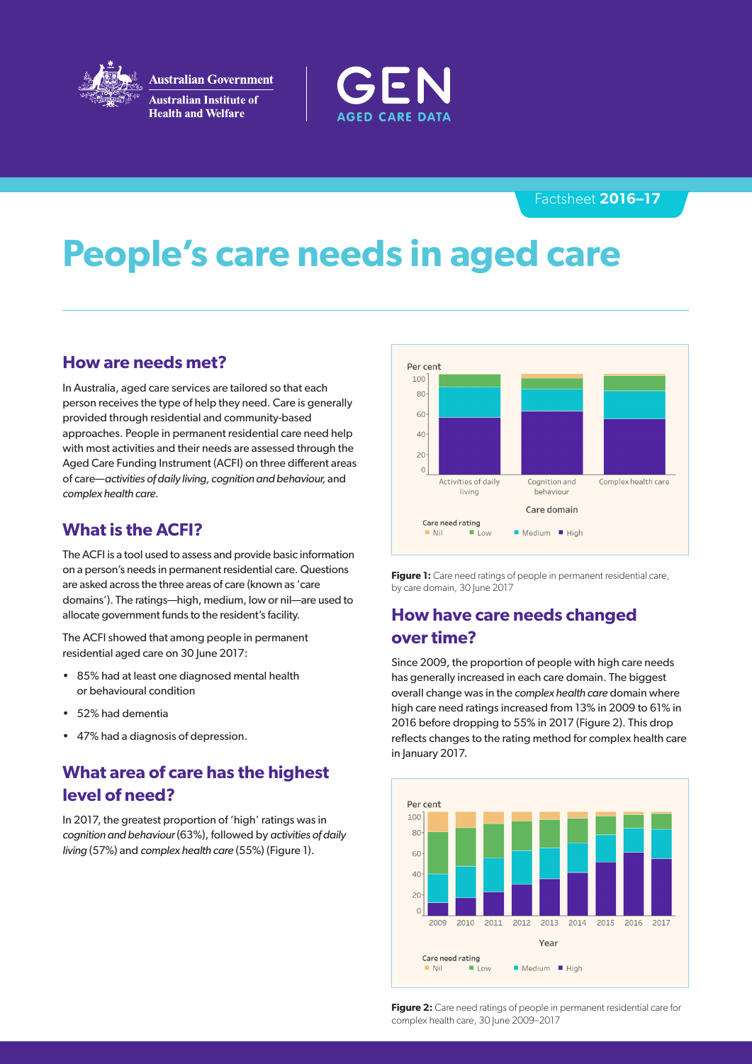Factsheet **2016–17**

# People's care needs in aged care

## How are needs met?

In Australia, aged care services are tailored so that each person receives the type of help they need. Care is generally provided through residential and community-based approaches. People in permanent residential care need help with most activities and their needs are assessed through the Aged Care Funding Instrument (ACFI) on three different areas of care—*activities of daily living, cognition and behaviour,* and *complex health care*.

## What is the ACFI?

The ACFI is a tool used to assess and provide basic information on a person's needs in permanent residential care. Questions are asked across the three areas of care (known as 'care domains'). The ratings—high, medium, low or nil—are used to allocate government funds to the resident's facility.

The ACFI showed that among people in permanent residential aged care on 30 June 2017:

- 85% had at least one diagnosed mental health or behavioural condition
- 52% had dementia
- 47% had a diagnosis of depression.

## What area of care has the highest level of need?

In 2017, the greatest proportion of 'high' ratings was in *cognition and behaviour* (63%), followed by *activities of daily living* (57%) and *complex health care* (55%) (Figure 1).

**Figure 1:** Care need ratings of people in permanent residential care, by care domain, 30 June 2017

## How have care needs changed over time?

Since 2009, the proportion of people with high care needs has generally increased in each care domain. The biggest overall change was in the *complex health care* domain where high care need ratings increased from 13% in 2009 to 61% in 2016 before dropping to 55% in 2017 (Figure 2). This drop reflects changes to the rating method for complex health care in January 2017.

**Figure 2:** Care need ratings of people in permanent residential care for complex health care, 30 June 2009–2017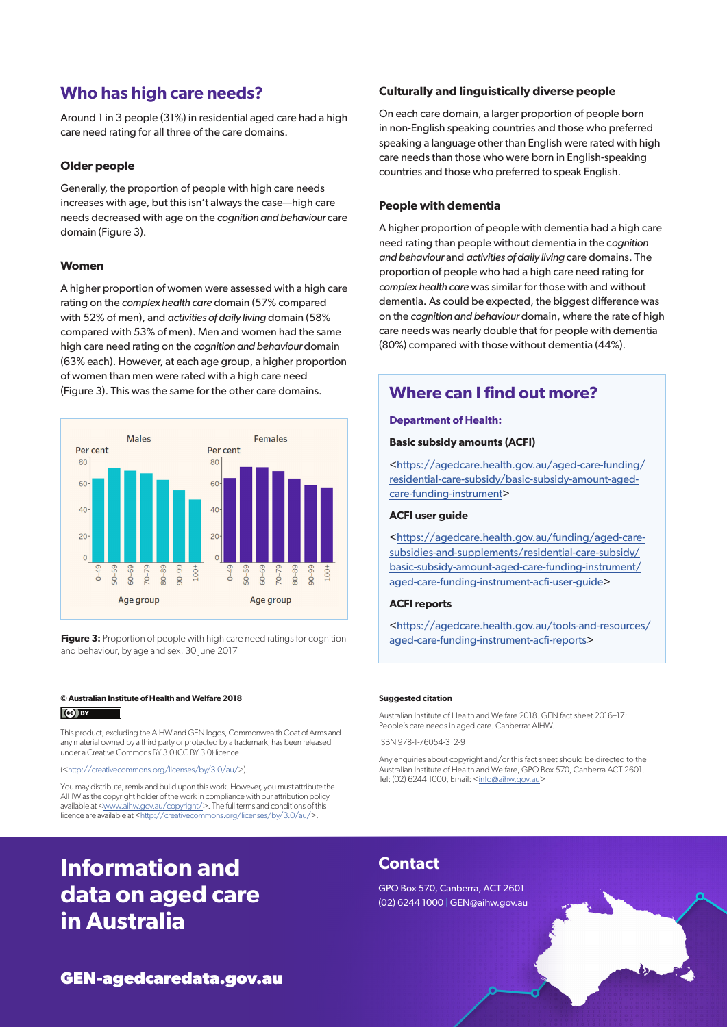## Who has high care needs?

Around 1 in 3 people (31%) in residential aged care had a high care need rating for all three of the care domains.

### Older people

Generally, the proportion of people with high care needs increases with age, but this isn't always the case—high care needs decreased with age on the *cognition and behaviour* care domain (Figure 3).

### Women

A higher proportion of women were assessed with a high care rating on the *complex health care* domain (57% compared with 52% of men), and *activities of daily living* domain (58% compared with 53% of men). Men and women had the same high care need rating on the *cognition and behaviour* domain (63% each). However, at each age group, a higher proportion of women than men were rated with a high care need (Figure 3). This was the same for the other care domains.

Males
Per cent
80
60
40
20
0
0–49 50–59 60–69 70–79 80–89 90–99 100+
Age group

Females
Per cent
80
60
40
20
0
0–49 50–59 60–69 70–79 80–89 90–99 100+
Age group

**Figure 3:** Proportion of people with high care need ratings for cognition and behaviour, by age and sex, 30 June 2017

### Culturally and linguistically diverse people

On each care domain, a larger proportion of people born in non-English speaking countries and those who preferred speaking a language other than English were rated with high care needs than those who were born in English-speaking countries and those who preferred to speak English.

### People with dementia

A higher proportion of people with dementia had a high care need rating than people without dementia in the *cognition and behaviour* and *activities of daily living* care domains. The proportion of people who had a high care need rating for *complex health care* was similar for those with and without dementia. As could be expected, the biggest difference was on the *cognition and behaviour* domain, where the rate of high care needs was nearly double that for people with dementia (80%) compared with those without dementia (44%).

## Where can I find out more?

**Department of Health:**

**Basic subsidy amounts (ACFI)**

<https://agedcare.health.gov.au/aged-care-funding/residential-care-subsidy/basic-subsidy-amount-aged-care-funding-instrument>

**ACFI user guide**

<https://agedcare.health.gov.au/funding/aged-care-subsidies-and-supplements/residential-care-subsidy/basic-subsidy-amount-aged-care-funding-instrument/aged-care-funding-instrument-acfi-user-guide>

**ACFI reports**

<https://agedcare.health.gov.au/tools-and-resources/aged-care-funding-instrument-acfi-reports>

**© Australian Institute of Health and Welfare 2018**

This product, excluding the AIHW and GEN logos, Commonwealth Coat of Arms and any material owned by a third party or protected by a trademark, has been released under a Creative Commons BY 3.0 (CC BY 3.0) licence

(<http://creativecommons.org/licenses/by/3.0/au/>).

You may distribute, remix and build upon this work. However, you must attribute the AIHW as the copyright holder of the work in compliance with our attribution policy available at <www.aihw.gov.au/copyright/>. The full terms and conditions of this licence are available at <http://creativecommons.org/licenses/by/3.0/au/>.

**Suggested citation**

Australian Institute of Health and Welfare 2018. GEN fact sheet 2016–17: People's care needs in aged care. Canberra: AIHW.

ISBN 978-1-76054-312-9

Any enquiries about copyright and/or this fact sheet should be directed to the Australian Institute of Health and Welfare, GPO Box 570, Canberra ACT 2601, Tel: (02) 6244 1000, Email: <info@aihw.gov.au>

# Information and data on aged care in Australia

**GEN-agedcaredata.gov.au**

## Contact

GPO Box 570, Canberra, ACT 2601
(02) 6244 1000 | GEN@aihw.gov.au